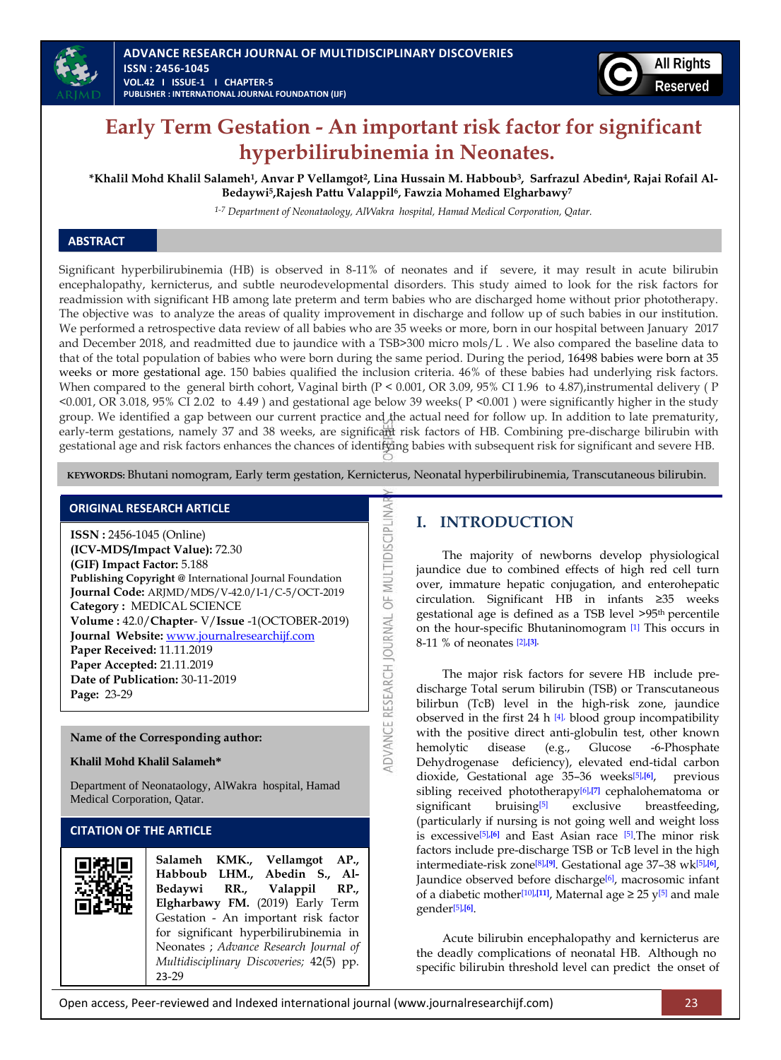# Early Term Gestation - An important risk factor for significant hyperbilirubinemia in Neonates.

**\*Khalil Mohd Khalil Salameh[1], Anvar P Vellamgot[2], Lina Hussain M. Habboub[3], Sarfrazul Abedin[4], Rajai Rofail Al-Bedaywi[5], Rajesh Pattu Valappil[6], Fawzia Mohamed Elgharbawy[7]**

*[1-7] Department of Neonataology, AlWakra hospital, Hamad Medical Corporation, Qatar.*

## ABSTRACT

Significant hyperbilirubinemia (HB) is observed in 8-11% of neonates and if severe, it may result in acute bilirubin encephalopathy, kernicterus, and subtle neurodevelopmental disorders. This study aimed to look for the risk factors for readmission with significant HB among late preterm and term babies who are discharged home without prior phototherapy. The objective was to analyze the areas of quality improvement in discharge and follow up of such babies in our institution. We performed a retrospective data review of all babies who are 35 weeks or more, born in our hospital between January 2017 and December 2018, and readmitted due to jaundice with a TSB>300 micro mols/L. We also compared the baseline data to that of the total population of babies who were born during the same period. During the period, 16498 babies were born at 35 weeks or more gestational age. 150 babies qualified the inclusion criteria. 46% of these babies had underlying risk factors. When compared to the general birth cohort, Vaginal birth ($P < 0.001$, OR 3.09, 95% CI 1.96 to 4.87), instrumental delivery ( $P < 0.001$, OR 3.018, 95% CI 2.02 to 4.49 ) and gestational age below 39 weeks( $P < 0.001$ ) were significantly higher in the study group. We identified a gap between our current practice and the actual need for follow up. In addition to late prematurity, early-term gestations, namely 37 and 38 weeks, are significant risk factors of HB. Combining pre-discharge bilirubin with gestational age and risk factors enhances the chances of identifying babies with subsequent risk for significant and severe HB.

**KEYWORDS:** Bhutani nomogram, Early term gestation, Kernicterus, Neonatal hyperbilirubinemia, Transcutaneous bilirubin.

## ORIGINAL RESEARCH ARTICLE

**ISSN :** 2456-1045 (Online)
**(ICV-MDS/Impact Value):** 72.30
**(GIF) Impact Factor:** 5.188
**Publishing Copyright @** International Journal Foundation
**Journal Code:** ARJMD/MDS/V-42.0/I-1/C-5/OCT-2019
**Category :** MEDICAL SCIENCE
**Volume :** 42.0/**Chapter**- V/**Issue** -1(OCTOBER-2019)
**Journal Website:** www.journalresearchijf.com
**Paper Received:** 11.11.2019
**Paper Accepted:** 21.11.2019
**Date of Publication:** 30-11-2019
**Page:** 23-29

**Name of the Corresponding author:**

**Khalil Mohd Khalil Salameh\***

Department of Neonataology, AlWakra hospital, Hamad Medical Corporation, Qatar.

## CITATION OF THE ARTICLE

**Salameh KMK., Vellamgot AP., Habboub LHM., Abedin S., Al-Bedaywi RR., Valappil RP., Elgharbawy FM.** (2019) Early Term Gestation - An important risk factor for significant hyperbilirubinemia in Neonates ; *Advance Research Journal of Multidisciplinary Discoveries;* 42(5) pp. 23-29

## I. INTRODUCTION

The majority of newborns develop physiological jaundice due to combined effects of high red cell turn over, immature hepatic conjugation, and enterohepatic circulation. Significant HB in infants ≥35 weeks gestational age is defined as a TSB level >95th percentile on the hour-specific Bhutaninomogram [1] This occurs in 8-11 % of neonates [2],[3].

The major risk factors for severe HB include pre-discharge Total serum bilirubin (TSB) or Transcutaneous bilirbun (TcB) level in the high-risk zone, jaundice observed in the first 24 h [4], blood group incompatibility with the positive direct anti-globulin test, other known hemolytic disease (e.g., Glucose -6-Phosphate Dehydrogenase deficiency), elevated end-tidal carbon dioxide, Gestational age 35–36 weeks[5],[6], previous sibling received phototherapy[6],[7] cephalohematoma or significant bruising[5] exclusive breastfeeding, (particularly if nursing is not going well and weight loss is excessive[5],[6] and East Asian race [5].The minor risk factors include pre-discharge TSB or TcB level in the high intermediate-risk zone[8],[9]. Gestational age 37–38 wk[5],[6], Jaundice observed before discharge[6], macrosomic infant of a diabetic mother[10],[11], Maternal age ≥ 25 y[5] and male gender[5],[6].

Acute bilirubin encephalopathy and kernicterus are the deadly complications of neonatal HB. Although no specific bilirubin threshold level can predict the onset of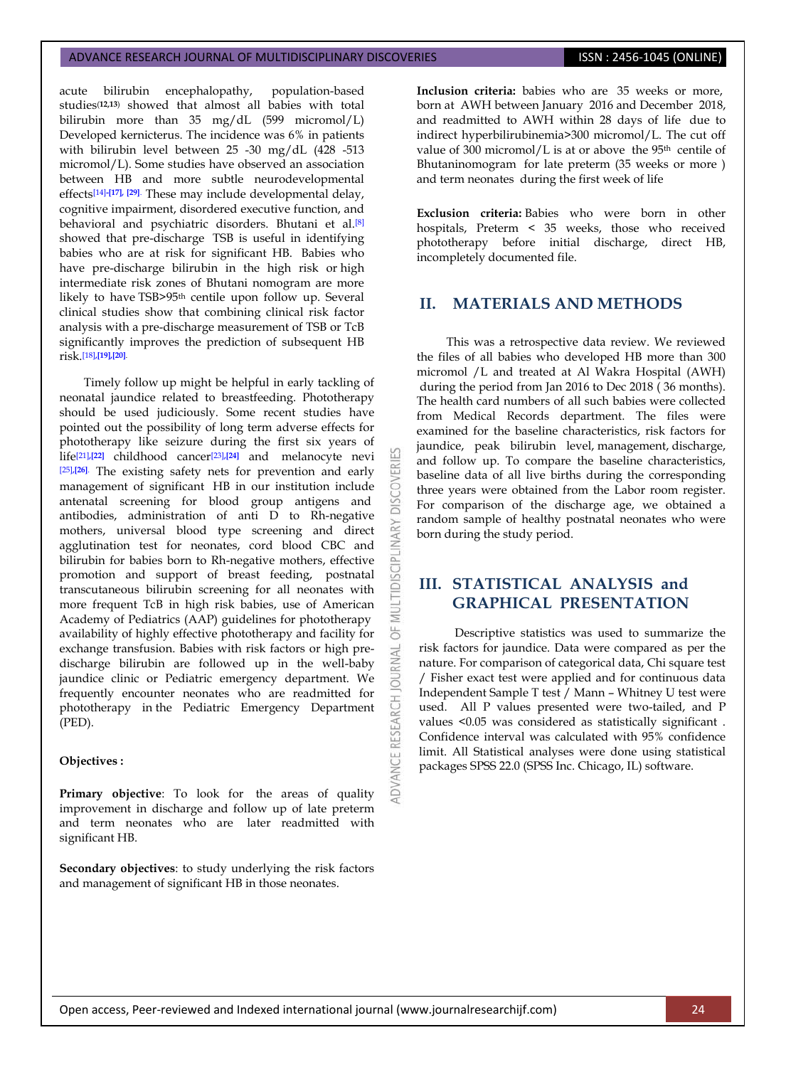acute bilirubin encephalopathy, population-based studies[12,13] showed that almost all babies with total bilirubin more than 35 mg/dL (599 micromol/L) Developed kernicterus. The incidence was 6% in patients with bilirubin level between 25 -30 mg/dL (428 -513 micromol/L). Some studies have observed an association between HB and more subtle neurodevelopmental effects[14]-[17], [29]. These may include developmental delay, cognitive impairment, disordered executive function, and behavioral and psychiatric disorders. Bhutani et al.[8] showed that pre-discharge TSB is useful in identifying babies who are at risk for significant HB. Babies who have pre-discharge bilirubin in the high risk or high intermediate risk zones of Bhutani nomogram are more likely to have TSB>95th centile upon follow up. Several clinical studies show that combining clinical risk factor analysis with a pre-discharge measurement of TSB or TcB significantly improves the prediction of subsequent HB risk.[18],[19],[20].

Timely follow up might be helpful in early tackling of neonatal jaundice related to breastfeeding. Phototherapy should be used judiciously. Some recent studies have pointed out the possibility of long term adverse effects for phototherapy like seizure during the first six years of life[21],[22] childhood cancer[23],[24] and melanocyte nevi [25],[26]. The existing safety nets for prevention and early management of significant HB in our institution include antenatal screening for blood group antigens and antibodies, administration of anti D to Rh-negative mothers, universal blood type screening and direct agglutination test for neonates, cord blood CBC and bilirubin for babies born to Rh-negative mothers, effective promotion and support of breast feeding, postnatal transcutaneous bilirubin screening for all neonates with more frequent TcB in high risk babies, use of American Academy of Pediatrics (AAP) guidelines for phototherapy availability of highly effective phototherapy and facility for exchange transfusion. Babies with risk factors or high pre-discharge bilirubin are followed up in the well-baby jaundice clinic or Pediatric emergency department. We frequently encounter neonates who are readmitted for phototherapy in the Pediatric Emergency Department (PED).

**Objectives :**

**Primary objective**: To look for the areas of quality improvement in discharge and follow up of late preterm and term neonates who are later readmitted with significant HB.

**Secondary objectives**: to study underlying the risk factors and management of significant HB in those neonates.

**Inclusion criteria:** babies who are 35 weeks or more, born at AWH between January 2016 and December 2018, and readmitted to AWH within 28 days of life due to indirect hyperbilirubinemia>300 micromol/L. The cut off value of 300 micromol/L is at or above the 95th centile of Bhutaninomogram for late preterm (35 weeks or more ) and term neonates during the first week of life

**Exclusion criteria:** Babies who were born in other hospitals, Preterm < 35 weeks, those who received phototherapy before initial discharge, direct HB, incompletely documented file.

## II. MATERIALS AND METHODS

This was a retrospective data review. We reviewed the files of all babies who developed HB more than 300 micromol /L and treated at Al Wakra Hospital (AWH) during the period from Jan 2016 to Dec 2018 ( 36 months). The health card numbers of all such babies were collected from Medical Records department. The files were examined for the baseline characteristics, risk factors for jaundice, peak bilirubin level, management, discharge, and follow up. To compare the baseline characteristics, baseline data of all live births during the corresponding three years were obtained from the Labor room register. For comparison of the discharge age, we obtained a random sample of healthy postnatal neonates who were born during the study period.

## III. STATISTICAL ANALYSIS and GRAPHICAL PRESENTATION

Descriptive statistics was used to summarize the risk factors for jaundice. Data were compared as per the nature. For comparison of categorical data, Chi square test / Fisher exact test were applied and for continuous data Independent Sample T test / Mann – Whitney U test were used. All P values presented were two-tailed, and P values <0.05 was considered as statistically significant . Confidence interval was calculated with 95% confidence limit. All Statistical analyses were done using statistical packages SPSS 22.0 (SPSS Inc. Chicago, IL) software.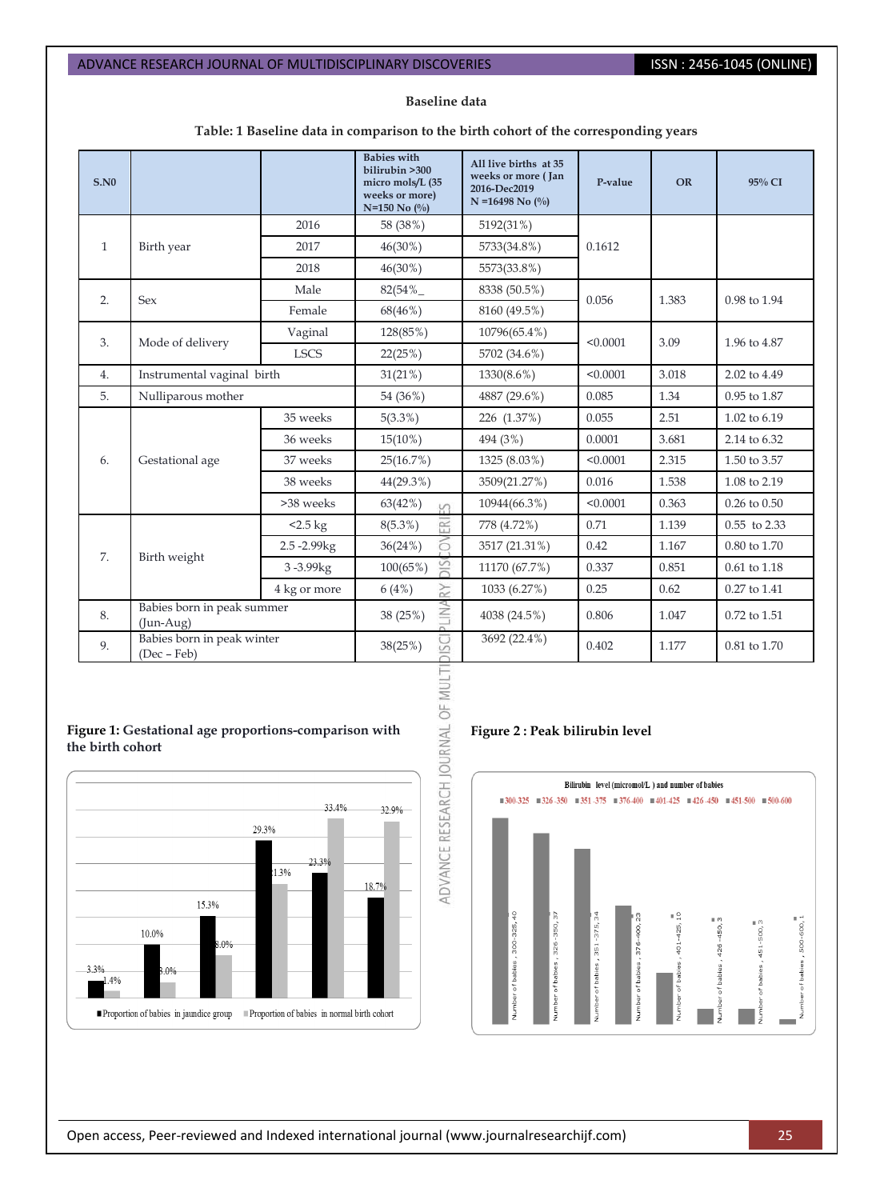**Baseline data**

**Table: 1 Baseline data in comparison to the birth cohort of the corresponding years**

| S.N0 | | | Babies with bilirubin >300 micro mols/L (35 weeks or more) N=150 No (%) | All live births at 35 weeks or more ( Jan 2016-Dec2019 N =16498 No (%) | P-value | OR | 95% CI |
|---|---|---|---|---|---|---|---|
| 1 | Birth year | 2016 | 58 (38%) | 5192(31%) | 0.1612 | | |
| | | 2017 | 46(30%) | 5733(34.8%) | | | |
| | | 2018 | 46(30%) | 5573(33.8%) | | | |
| 2. | Sex | Male | 82(54%_ | 8338 (50.5%) | 0.056 | 1.383 | 0.98 to 1.94 |
| | | Female | 68(46%) | 8160 (49.5%) | | | |
| 3. | Mode of delivery | Vaginal | 128(85%) | 10796(65.4%) | <0.0001 | 3.09 | 1.96 to 4.87 |
| | | LSCS | 22(25%) | 5702 (34.6%) | | | |
| 4. | Instrumental vaginal birth | | 31(21%) | 1330(8.6%) | <0.0001 | 3.018 | 2.02 to 4.49 |
| 5. | Nulliparous mother | | 54 (36%) | 4887 (29.6%) | 0.085 | 1.34 | 0.95 to 1.87 |
| 6. | Gestational age | 35 weeks | 5(3.3%) | 226 (1.37%) | 0.055 | 2.51 | 1.02 to 6.19 |
| | | 36 weeks | 15(10%) | 494 (3%) | 0.0001 | 3.681 | 2.14 to 6.32 |
| | | 37 weeks | 25(16.7%) | 1325 (8.03%) | <0.0001 | 2.315 | 1.50 to 3.57 |
| | | 38 weeks | 44(29.3%) | 3509(21.27%) | 0.016 | 1.538 | 1.08 to 2.19 |
| | | >38 weeks | 63(42%) | 10944(66.3%) | <0.0001 | 0.363 | 0.26 to 0.50 |
| 7. | Birth weight | <2.5 kg | 8(5.3%) | 778 (4.72%) | 0.71 | 1.139 | 0.55 to 2.33 |
| | | 2.5 -2.99kg | 36(24%) | 3517 (21.31%) | 0.42 | 1.167 | 0.80 to 1.70 |
| | | 3 -3.99kg | 100(65%) | 11170 (67.7%) | 0.337 | 0.851 | 0.61 to 1.18 |
| | | 4 kg or more | 6 (4%) | 1033 (6.27%) | 0.25 | 0.62 | 0.27 to 1.41 |
| 8. | Babies born in peak summer (Jun-Aug) | | 38 (25%) | 4038 (24.5%) | 0.806 | 1.047 | 0.72 to 1.51 |
| 9. | Babies born in peak winter (Dec – Feb) | | 38(25%) | 3692 (22.4%) | 0.402 | 1.177 | 0.81 to 1.70 |

**Figure 1: Gestational age proportions-comparison with the birth cohort**

**Figure 2 : Peak bilirubin level**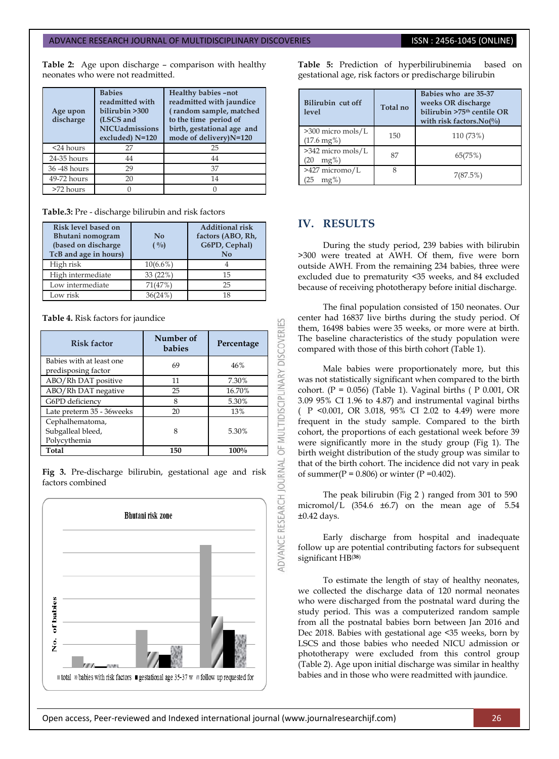**Table 2:** Age upon discharge – comparison with healthy neonates who were not readmitted.

| Age upon discharge | Babies readmitted with bilirubin >300 (LSCS and NICUadmissions excluded) N=120 | Healthy babies –not readmitted with jaundice ( random sample, matched to the time period of birth, gestational age and mode of delivery)N=120 |
|---|---|---|
| <24 hours | 27 | 25 |
| 24-35 hours | 44 | 44 |
| 36 -48 hours | 29 | 37 |
| 49-72 hours | 20 | 14 |
| >72 hours | 0 | 0 |

**Table.3:** Pre - discharge bilirubin and risk factors

| Risk level based on Bhutani nomogram (based on discharge TcB and age in hours) | No ( %) | Additional risk factors (ABO, Rh, G6PD, Cephal) No |
|---|---|---|
| High risk | 10(6.6%) | 4 |
| High intermediate | 33 (22%) | 15 |
| Low intermediate | 71(47%) | 25 |
| Low risk | 36(24%) | 18 |

**Table 4.** Risk factors for jaundice

| Risk factor | Number of babies | Percentage |
|---|---|---|
| Babies with at least one predisposing factor | 69 | 46% |
| ABO/Rh DAT positive | 11 | 7.30% |
| ABO/Rh DAT negative | 25 | 16.70% |
| G6PD deficiency | 8 | 5.30% |
| Late preterm 35 - 36weeks | 20 | 13% |
| Cephalhematoma, Subgalleal bleed, Polycythemia | 8 | 5.30% |
| **Total** | **150** | **100%** |

**Fig 3.** Pre-discharge bilirubin, gestational age and risk factors combined

**Table 5:** Prediction of hyperbilirubinemia based on gestational age, risk factors or predischarge bilirubin

| Bilirubin cut off level | Total no | Babies who are 35-37 weeks OR discharge bilirubin >75th centile OR with risk factors.No(%) |
|---|---|---|
| >300 micro mols/L (17.6 mg%) | 150 | 110 (73%) |
| >342 micro mols/L (20 mg%) | 87 | 65(75%) |
| >427 micromo/L (25 mg%) | 8 | 7(87.5%) |

## IV. RESULTS

During the study period, 239 babies with bilirubin >300 were treated at AWH. Of them, five were born outside AWH. From the remaining 234 babies, three were excluded due to prematurity <35 weeks, and 84 excluded because of receiving phototherapy before initial discharge.

The final population consisted of 150 neonates. Our center had 16837 live births during the study period. Of them, 16498 babies were 35 weeks, or more were at birth. The baseline characteristics of the study population were compared with those of this birth cohort (Table 1).

Male babies were proportionately more, but this was not statistically significant when compared to the birth cohort. ($P = 0.056$) (Table 1). Vaginal births ( P 0.001, OR 3.09 95% CI 1.96 to 4.87) and instrumental vaginal births ( $P < 0.001$, OR 3.018, 95% CI 2.02 to 4.49) were more frequent in the study sample. Compared to the birth cohort, the proportions of each gestational week before 39 were significantly more in the study group (Fig 1). The birth weight distribution of the study group was similar to that of the birth cohort. The incidence did not vary in peak of summer($P = 0.806$) or winter ($P = 0.402$).

The peak bilirubin (Fig 2 ) ranged from 301 to 590 micromol/L (354.6 ±6.7) on the mean age of 5.54 ±0.42 days.

Early discharge from hospital and inadequate follow up are potential contributing factors for subsequent significant HB[38]

To estimate the length of stay of healthy neonates, we collected the discharge data of 120 normal neonates who were discharged from the postnatal ward during the study period. This was a computerized random sample from all the postnatal babies born between Jan 2016 and Dec 2018. Babies with gestational age <35 weeks, born by LSCS and those babies who needed NICU admission or phototherapy were excluded from this control group (Table 2). Age upon initial discharge was similar in healthy babies and in those who were readmitted with jaundice.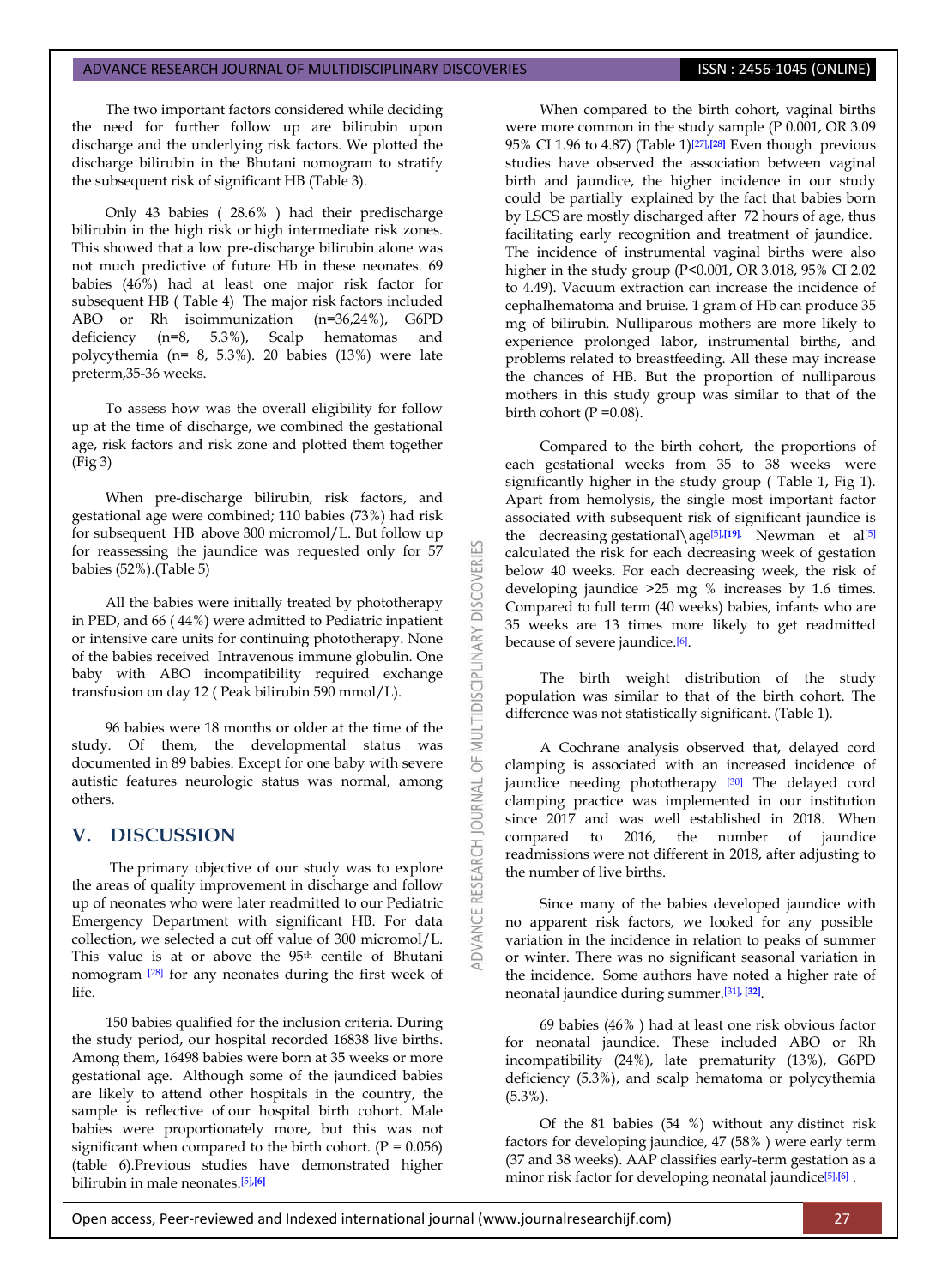The two important factors considered while deciding the need for further follow up are bilirubin upon discharge and the underlying risk factors. We plotted the discharge bilirubin in the Bhutani nomogram to stratify the subsequent risk of significant HB (Table 3).

Only 43 babies ( 28.6% ) had their predischarge bilirubin in the high risk or high intermediate risk zones. This showed that a low pre-discharge bilirubin alone was not much predictive of future Hb in these neonates. 69 babies (46%) had at least one major risk factor for subsequent HB ( Table 4) The major risk factors included ABO or Rh isoimmunization (n=36,24%), G6PD deficiency (n=8, 5.3%), Scalp hematomas and polycythemia (n= 8, 5.3%). 20 babies (13%) were late preterm,35-36 weeks.

To assess how was the overall eligibility for follow up at the time of discharge, we combined the gestational age, risk factors and risk zone and plotted them together (Fig 3)

When pre-discharge bilirubin, risk factors, and gestational age were combined; 110 babies (73%) had risk for subsequent HB above 300 micromol/L. But follow up for reassessing the jaundice was requested only for 57 babies (52%).(Table 5)

All the babies were initially treated by phototherapy in PED, and 66 ( 44%) were admitted to Pediatric inpatient or intensive care units for continuing phototherapy. None of the babies received Intravenous immune globulin. One baby with ABO incompatibility required exchange transfusion on day 12 ( Peak bilirubin 590 mmol/L).

96 babies were 18 months or older at the time of the study. Of them, the developmental status was documented in 89 babies. Except for one baby with severe autistic features neurologic status was normal, among others.

## V. DISCUSSION

The primary objective of our study was to explore the areas of quality improvement in discharge and follow up of neonates who were later readmitted to our Pediatric Emergency Department with significant HB. For data collection, we selected a cut off value of 300 micromol/L. This value is at or above the 95th centile of Bhutani nomogram [28] for any neonates during the first week of life.

150 babies qualified for the inclusion criteria. During the study period, our hospital recorded 16838 live births. Among them, 16498 babies were born at 35 weeks or more gestational age. Although some of the jaundiced babies are likely to attend other hospitals in the country, the sample is reflective of our hospital birth cohort. Male babies were proportionately more, but this was not significant when compared to the birth cohort. (P = 0.056) (table 6).Previous studies have demonstrated higher bilirubin in male neonates.[5],[6]

When compared to the birth cohort, vaginal births were more common in the study sample (P 0.001, OR 3.09 95% CI 1.96 to 4.87) (Table 1)[27],[28] Even though previous studies have observed the association between vaginal birth and jaundice, the higher incidence in our study could be partially explained by the fact that babies born by LSCS are mostly discharged after 72 hours of age, thus facilitating early recognition and treatment of jaundice. The incidence of instrumental vaginal births were also higher in the study group (P<0.001, OR 3.018, 95% CI 2.02 to 4.49). Vacuum extraction can increase the incidence of cephalhematoma and bruise. 1 gram of Hb can produce 35 mg of bilirubin. Nulliparous mothers are more likely to experience prolonged labor, instrumental births, and problems related to breastfeeding. All these may increase the chances of HB. But the proportion of nulliparous mothers in this study group was similar to that of the birth cohort (P =0.08).

Compared to the birth cohort, the proportions of each gestational weeks from 35 to 38 weeks were significantly higher in the study group ( Table 1, Fig 1). Apart from hemolysis, the single most important factor associated with subsequent risk of significant jaundice is the decreasing gestational\age[5],[19]. Newman et al[5] calculated the risk for each decreasing week of gestation below 40 weeks. For each decreasing week, the risk of developing jaundice >25 mg % increases by 1.6 times. Compared to full term (40 weeks) babies, infants who are 35 weeks are 13 times more likely to get readmitted because of severe jaundice.[6].

The birth weight distribution of the study population was similar to that of the birth cohort. The difference was not statistically significant. (Table 1).

A Cochrane analysis observed that, delayed cord clamping is associated with an increased incidence of jaundice needing phototherapy [30] The delayed cord clamping practice was implemented in our institution since 2017 and was well established in 2018. When compared to 2016, the number of jaundice readmissions were not different in 2018, after adjusting to the number of live births.

Since many of the babies developed jaundice with no apparent risk factors, we looked for any possible variation in the incidence in relation to peaks of summer or winter. There was no significant seasonal variation in the incidence. Some authors have noted a higher rate of neonatal jaundice during summer.[31],[32].

69 babies (46% ) had at least one risk obvious factor for neonatal jaundice. These included ABO or Rh incompatibility (24%), late prematurity (13%), G6PD deficiency (5.3%), and scalp hematoma or polycythemia (5.3%).

Of the 81 babies (54 %) without any distinct risk factors for developing jaundice, 47 (58% ) were early term (37 and 38 weeks). AAP classifies early-term gestation as a minor risk factor for developing neonatal jaundice[5],[6] .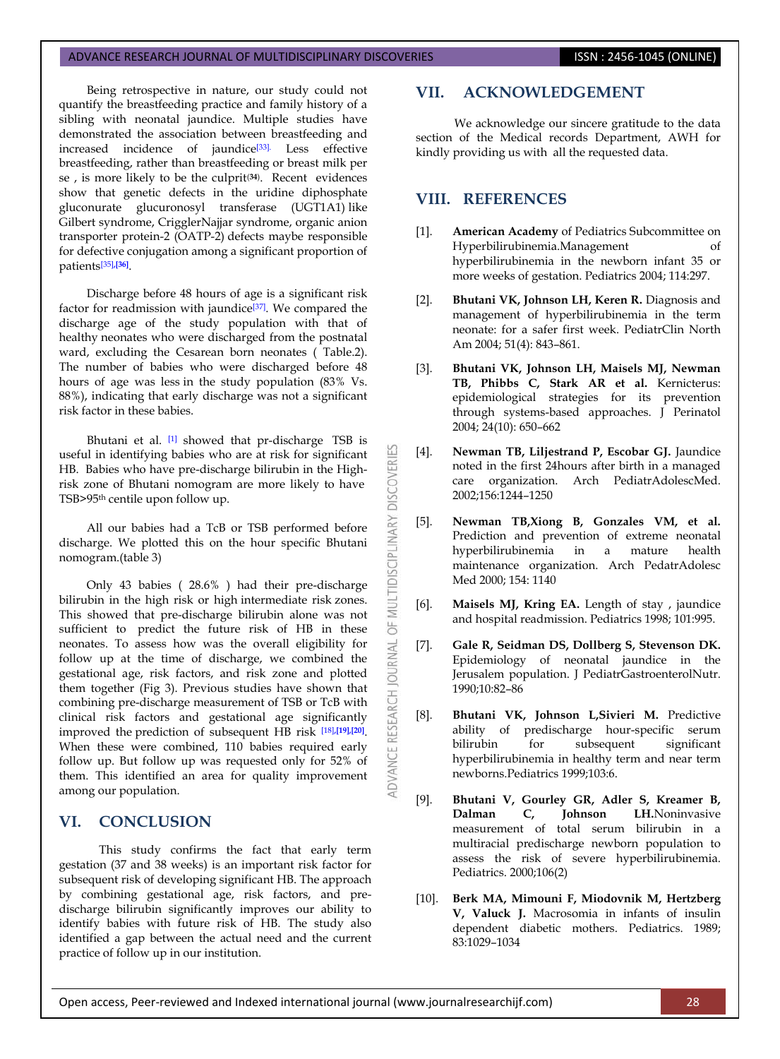Being retrospective in nature, our study could not quantify the breastfeeding practice and family history of a sibling with neonatal jaundice. Multiple studies have demonstrated the association between breastfeeding and increased incidence of jaundice[33]. Less effective breastfeeding, rather than breastfeeding or breast milk per se , is more likely to be the culprit[34]. Recent evidences show that genetic defects in the uridine diphosphate gluconurate glucuronosyl transferase (UGT1A1) like Gilbert syndrome, CrigglerNajjar syndrome, organic anion transporter protein-2 (OATP-2) defects maybe responsible for defective conjugation among a significant proportion of patients[35],[36].

Discharge before 48 hours of age is a significant risk factor for readmission with jaundice[37]. We compared the discharge age of the study population with that of healthy neonates who were discharged from the postnatal ward, excluding the Cesarean born neonates ( Table.2). The number of babies who were discharged before 48 hours of age was less in the study population (83% Vs. 88%), indicating that early discharge was not a significant risk factor in these babies.

Bhutani et al. [1] showed that pr-discharge TSB is useful in identifying babies who are at risk for significant HB. Babies who have pre-discharge bilirubin in the High-risk zone of Bhutani nomogram are more likely to have TSB>95th centile upon follow up.

All our babies had a TcB or TSB performed before discharge. We plotted this on the hour specific Bhutani nomogram.(table 3)

Only 43 babies ( 28.6% ) had their pre-discharge bilirubin in the high risk or high intermediate risk zones. This showed that pre-discharge bilirubin alone was not sufficient to predict the future risk of HB in these neonates. To assess how was the overall eligibility for follow up at the time of discharge, we combined the gestational age, risk factors, and risk zone and plotted them together (Fig 3). Previous studies have shown that combining pre-discharge measurement of TSB or TcB with clinical risk factors and gestational age significantly improved the prediction of subsequent HB risk [18],[19],[20]. When these were combined, 110 babies required early follow up. But follow up was requested only for 52% of them. This identified an area for quality improvement among our population.

## VI. CONCLUSION

This study confirms the fact that early term gestation (37 and 38 weeks) is an important risk factor for subsequent risk of developing significant HB. The approach by combining gestational age, risk factors, and pre-discharge bilirubin significantly improves our ability to identify babies with future risk of HB. The study also identified a gap between the actual need and the current practice of follow up in our institution.

## VII. ACKNOWLEDGEMENT

We acknowledge our sincere gratitude to the data section of the Medical records Department, AWH for kindly providing us with all the requested data.

## VIII. REFERENCES

[1]. **American Academy** of Pediatrics Subcommittee on Hyperbilirubinemia.Management of hyperbilirubinemia in the newborn infant 35 or more weeks of gestation. Pediatrics 2004; 114:297.

[2]. **Bhutani VK, Johnson LH, Keren R.** Diagnosis and management of hyperbilirubinemia in the term neonate: for a safer first week. PediatrClin North Am 2004; 51(4): 843–861.

[3]. **Bhutani VK, Johnson LH, Maisels MJ, Newman TB, Phibbs C, Stark AR et al.** Kernicterus: epidemiological strategies for its prevention through systems-based approaches. J Perinatol 2004; 24(10): 650–662

[4]. **Newman TB, Liljestrand P, Escobar GJ.** Jaundice noted in the first 24hours after birth in a managed care organization. Arch PediatrAdolescMed. 2002;156:1244–1250

[5]. **Newman TB,Xiong B, Gonzales VM, et al.** Prediction and prevention of extreme neonatal hyperbilirubinemia in a mature health maintenance organization. Arch PedatrAdolesc Med 2000; 154: 1140

[6]. **Maisels MJ, Kring EA.** Length of stay , jaundice and hospital readmission. Pediatrics 1998; 101:995.

[7]. **Gale R, Seidman DS, Dollberg S, Stevenson DK.** Epidemiology of neonatal jaundice in the Jerusalem population. J PediatrGastroenterolNutr. 1990;10:82–86

[8]. **Bhutani VK, Johnson L,Sivieri M.** Predictive ability of predischarge hour-specific serum bilirubin for subsequent significant hyperbilirubinemia in healthy term and near term newborns.Pediatrics 1999;103:6.

[9]. **Bhutani V, Gourley GR, Adler S, Kreamer B, Dalman C, Johnson LH.**Noninvasive measurement of total serum bilirubin in a multiracial predischarge newborn population to assess the risk of severe hyperbilirubinemia. Pediatrics. 2000;106(2)

[10]. **Berk MA, Mimouni F, Miodovnik M, Hertzberg V, Valuck J.** Macrosomia in infants of insulin dependent diabetic mothers. Pediatrics. 1989; 83:1029–1034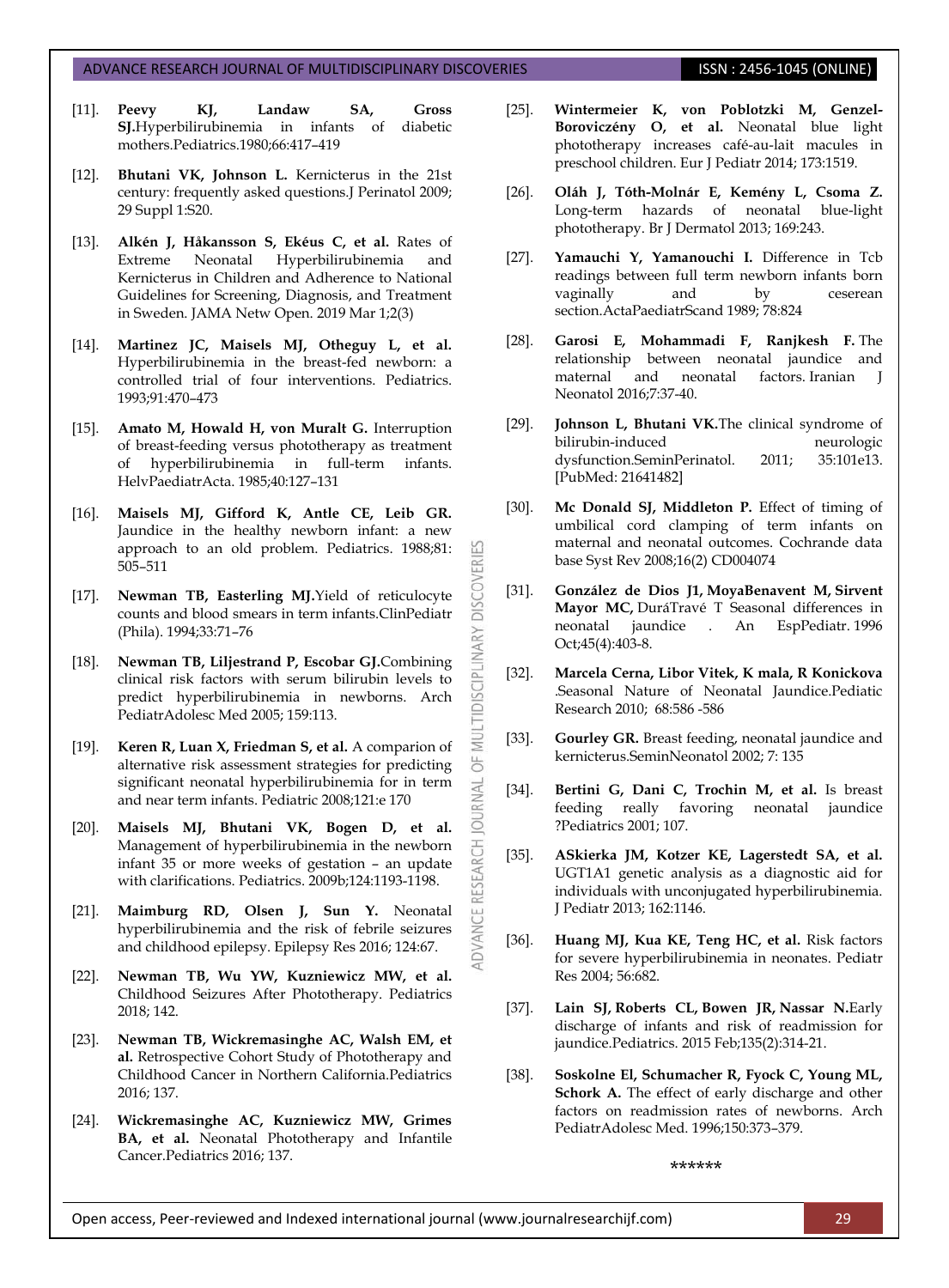[11]. **Peevy KJ, Landaw SA, Gross SJ.**Hyperbilirubinemia in infants of diabetic mothers.Pediatrics.1980;66:417–419

[12]. **Bhutani VK, Johnson L.** Kernicterus in the 21st century: frequently asked questions.J Perinatol 2009; 29 Suppl 1:S20.

[13]. **Alkén J, Håkansson S, Ekéus C, et al.** Rates of Extreme Neonatal Hyperbilirubinemia and Kernicterus in Children and Adherence to National Guidelines for Screening, Diagnosis, and Treatment in Sweden. JAMA Netw Open. 2019 Mar 1;2(3)

[14]. **Martinez JC, Maisels MJ, Otheguy L, et al.** Hyperbilirubinemia in the breast-fed newborn: a controlled trial of four interventions. Pediatrics. 1993;91:470–473

[15]. **Amato M, Howald H, von Muralt G.** Interruption of breast-feeding versus phototherapy as treatment of hyperbilirubinemia in full-term infants. HelvPaediatrActa. 1985;40:127–131

[16]. **Maisels MJ, Gifford K, Antle CE, Leib GR.** Jaundice in the healthy newborn infant: a new approach to an old problem. Pediatrics. 1988;81: 505–511

[17]. **Newman TB, Easterling MJ.**Yield of reticulocyte counts and blood smears in term infants.ClinPediatr (Phila). 1994;33:71–76

[18]. **Newman TB, Liljestrand P, Escobar GJ.**Combining clinical risk factors with serum bilirubin levels to predict hyperbilirubinemia in newborns. Arch PediatrAdolesc Med 2005; 159:113.

[19]. **Keren R, Luan X, Friedman S, et al.** A comparion of alternative risk assessment strategies for predicting significant neonatal hyperbilirubinemia for in term and near term infants. Pediatric 2008;121:e 170

[20]. **Maisels MJ, Bhutani VK, Bogen D, et al.** Management of hyperbilirubinemia in the newborn infant 35 or more weeks of gestation – an update with clarifications. Pediatrics. 2009b;124:1193-1198.

[21]. **Maimburg RD, Olsen J, Sun Y.** Neonatal hyperbilirubinemia and the risk of febrile seizures and childhood epilepsy. Epilepsy Res 2016; 124:67.

[22]. **Newman TB, Wu YW, Kuzniewicz MW, et al.** Childhood Seizures After Phototherapy. Pediatrics 2018; 142.

[23]. **Newman TB, Wickremasinghe AC, Walsh EM, et al.** Retrospective Cohort Study of Phototherapy and Childhood Cancer in Northern California.Pediatrics 2016; 137.

[24]. **Wickremasinghe AC, Kuzniewicz MW, Grimes BA, et al.** Neonatal Phototherapy and Infantile Cancer.Pediatrics 2016; 137.

[25]. **Wintermeier K, von Poblotzki M, Genzel-Boroviczény O, et al.** Neonatal blue light phototherapy increases café-au-lait macules in preschool children. Eur J Pediatr 2014; 173:1519.

[26]. **Oláh J, Tóth-Molnár E, Kemény L, Csoma Z.** Long-term hazards of neonatal blue-light phototherapy. Br J Dermatol 2013; 169:243.

[27]. **Yamauchi Y, Yamanouchi I.** Difference in Tcb readings between full term newborn infants born vaginally and by ceserean section.ActaPaediatrScand 1989; 78:824

[28]. **Garosi E, Mohammadi F, Ranjkesh F.** The relationship between neonatal jaundice and maternal and neonatal factors. Iranian J Neonatol 2016;7:37-40.

[29]. **Johnson L, Bhutani VK.**The clinical syndrome of bilirubin-induced neurologic dysfunction.SeminPerinatol. 2011; 35:101e13. [PubMed: 21641482]

[30]. **Mc Donald SJ, Middleton P.** Effect of timing of umbilical cord clamping of term infants on maternal and neonatal outcomes. Cochrande data base Syst Rev 2008;16(2) CD004074

[31]. **González de Dios J1, MoyaBenavent M, Sirvent Mayor MC,** DuráTravé T Seasonal differences in neonatal jaundice . An EspPediatr. 1996 Oct;45(4):403-8.

[32]. **Marcela Cerna, Libor Vitek, K mala, R Konickova** .Seasonal Nature of Neonatal Jaundice.Pediatic Research 2010; 68:586 -586

[33]. **Gourley GR.** Breast feeding, neonatal jaundice and kernicterus.SeminNeonatol 2002; 7: 135

[34]. **Bertini G, Dani C, Trochin M, et al.** Is breast feeding really favoring neonatal jaundice ?Pediatrics 2001; 107.

[35]. **ASkierka JM, Kotzer KE, Lagerstedt SA, et al.** UGT1A1 genetic analysis as a diagnostic aid for individuals with unconjugated hyperbilirubinemia. J Pediatr 2013; 162:1146.

[36]. **Huang MJ, Kua KE, Teng HC, et al.** Risk factors for severe hyperbilirubinemia in neonates. Pediatr Res 2004; 56:682.

[37]. **Lain SJ, Roberts CL, Bowen JR, Nassar N.**Early discharge of infants and risk of readmission for jaundice.Pediatrics. 2015 Feb;135(2):314-21.

[38]. **Soskolne El, Schumacher R, Fyock C, Young ML, Schork A.** The effect of early discharge and other factors on readmission rates of newborns. Arch PediatrAdolesc Med. 1996;150:373–379.

******